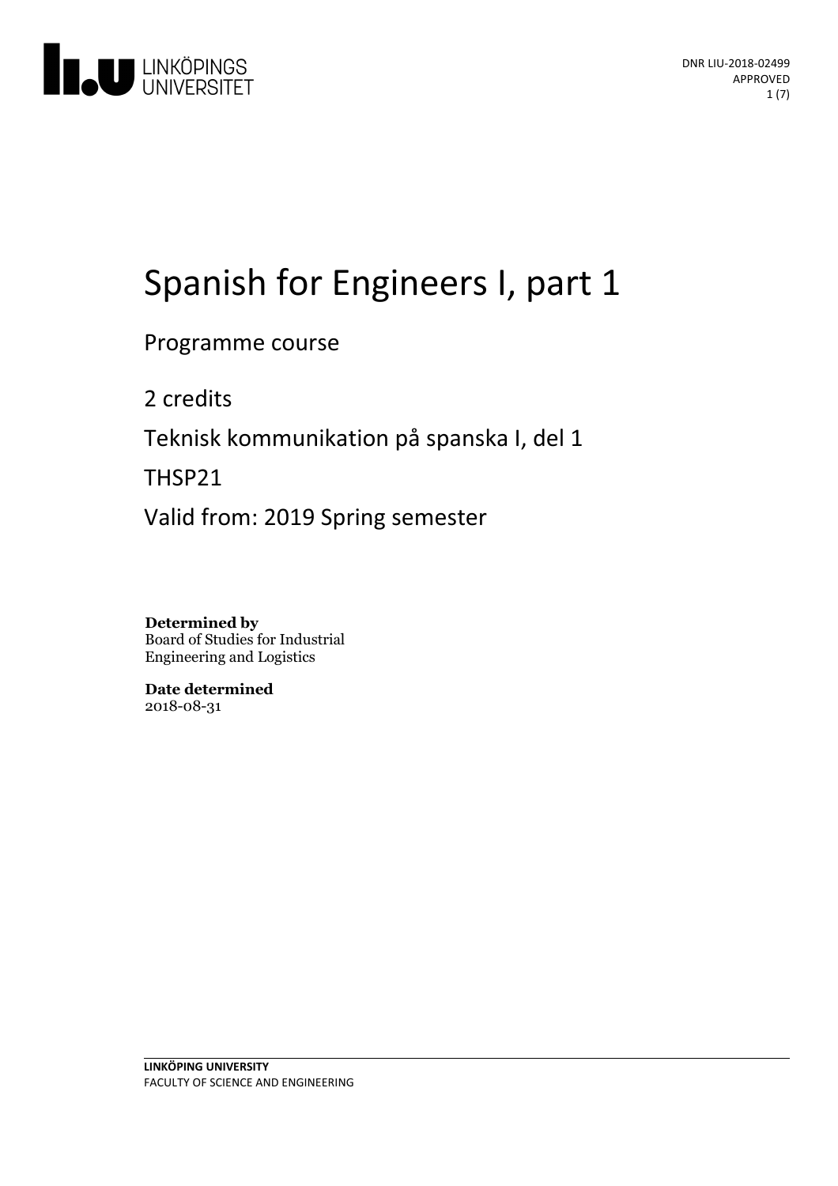LINKÖPINGS UNIVERSITET

DNR LIU-2018-02499
APPROVED

# Spanish for Engineers I, part 1

Programme course

2 credits

Teknisk kommunikation på spanska I, del 1

THSP21

Valid from: 2019 Spring semester

**Determined by**
Board of Studies for Industrial Engineering and Logistics

**Date determined**
2018-08-31

**LINKÖPING UNIVERSITY**
FACULTY OF SCIENCE AND ENGINEERING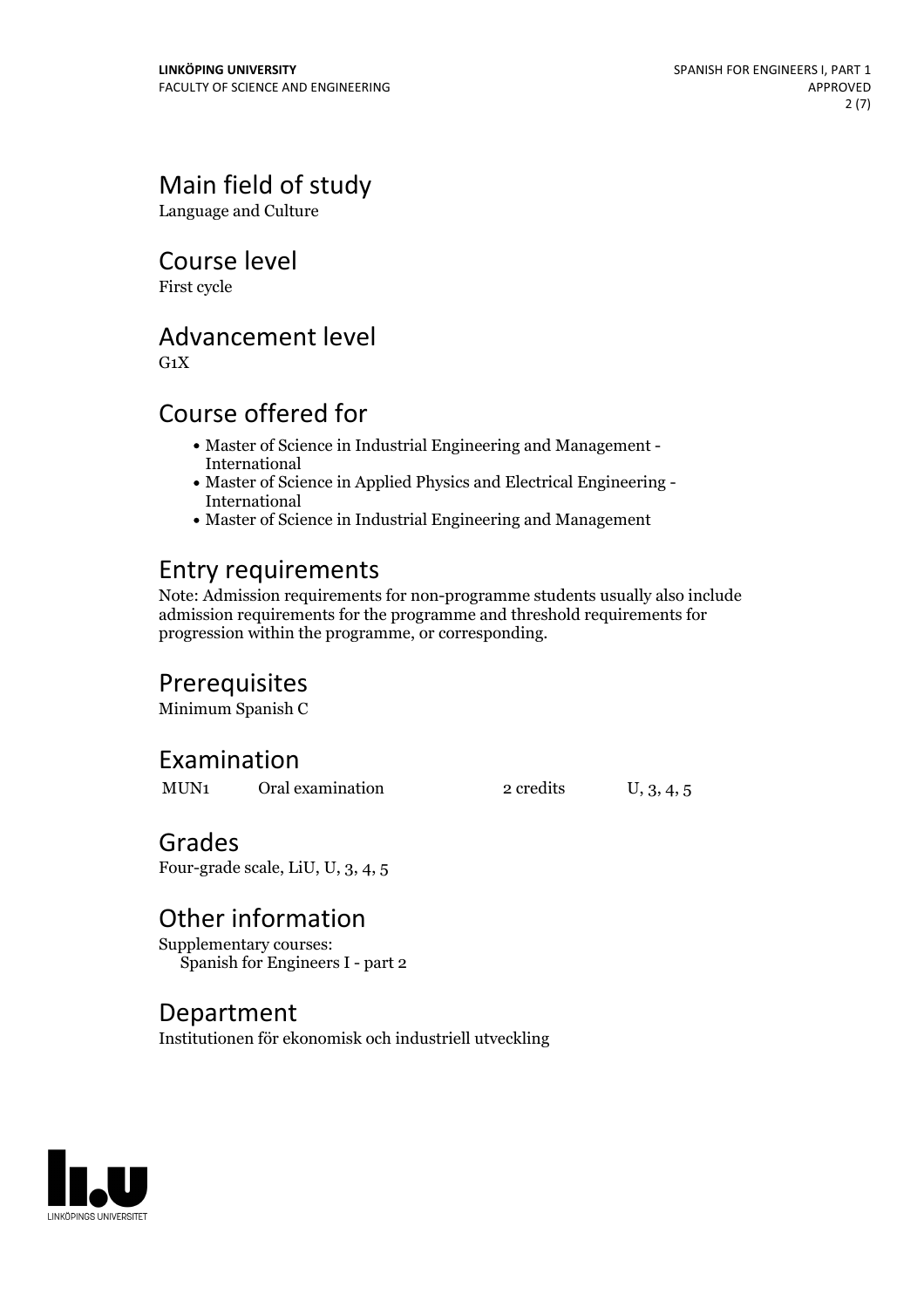## Main field of study

Language and Culture

## Course level

First cycle

## Advancement level

G1X

## Course offered for

- Master of Science in Industrial Engineering and Management - International
- Master of Science in Applied Physics and Electrical Engineering - International
- Master of Science in Industrial Engineering and Management

## Entry requirements

Note: Admission requirements for non-programme students usually also include admission requirements for the programme and threshold requirements for progression within the programme, or corresponding.

## Prerequisites

Minimum Spanish C

## Examination

| | | | |
|---|---|---|---|
| MUN1 | Oral examination | 2 credits | U, 3, 4, 5 |

## Grades

Four-grade scale, LiU, U, 3, 4, 5

## Other information

Supplementary courses:
Spanish for Engineers I - part 2

## Department

Institutionen för ekonomisk och industriell utveckling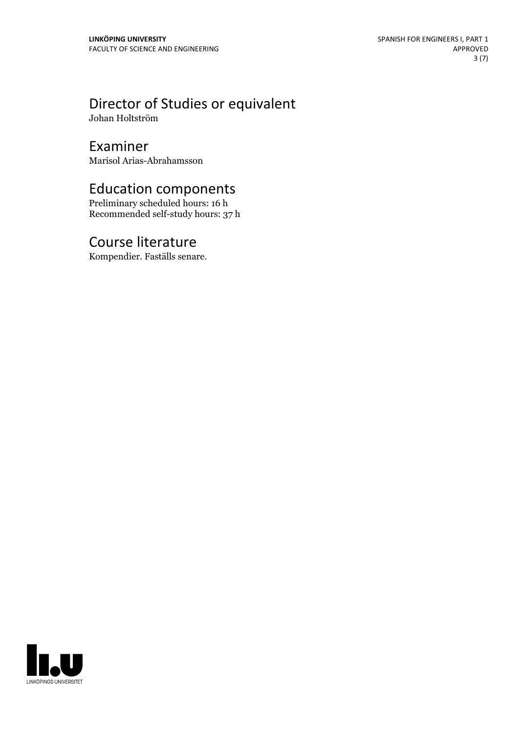## Director of Studies or equivalent

Johan Holtström

## Examiner

Marisol Arias-Abrahamsson

## Education components

Preliminary scheduled hours: 16 h
Recommended self-study hours: 37 h

## Course literature

Kompendier. Faställs senare.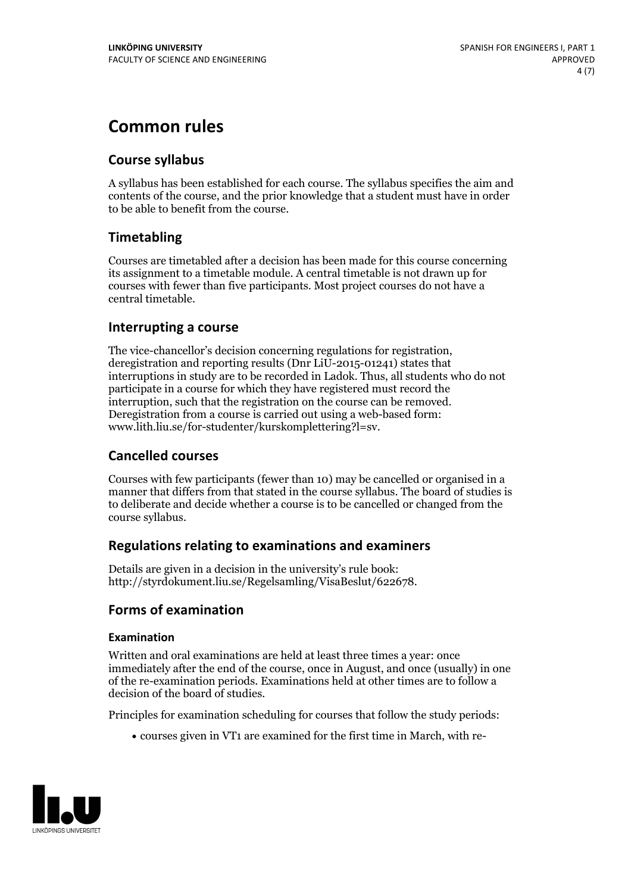# Common rules

## Course syllabus

A syllabus has been established for each course. The syllabus specifies the aim and contents of the course, and the prior knowledge that a student must have in order to be able to benefit from the course.

## Timetabling

Courses are timetabled after a decision has been made for this course concerning its assignment to a timetable module. A central timetable is not drawn up for courses with fewer than five participants. Most project courses do not have a central timetable.

## Interrupting a course

The vice-chancellor's decision concerning regulations for registration, deregistration and reporting results (Dnr LiU-2015-01241) states that interruptions in study are to be recorded in Ladok. Thus, all students who do not participate in a course for which they have registered must record the interruption, such that the registration on the course can be removed. Deregistration from a course is carried out using a web-based form: www.lith.liu.se/for-studenter/kurskomplettering?l=sv.

## Cancelled courses

Courses with few participants (fewer than 10) may be cancelled or organised in a manner that differs from that stated in the course syllabus. The board of studies is to deliberate and decide whether a course is to be cancelled or changed from the course syllabus.

## Regulations relating to examinations and examiners

Details are given in a decision in the university's rule book: http://styrdokument.liu.se/Regelsamling/VisaBeslut/622678.

## Forms of examination

### Examination

Written and oral examinations are held at least three times a year: once immediately after the end of the course, once in August, and once (usually) in one of the re-examination periods. Examinations held at other times are to follow a decision of the board of studies.

Principles for examination scheduling for courses that follow the study periods:

- courses given in VT1 are examined for the first time in March, with re-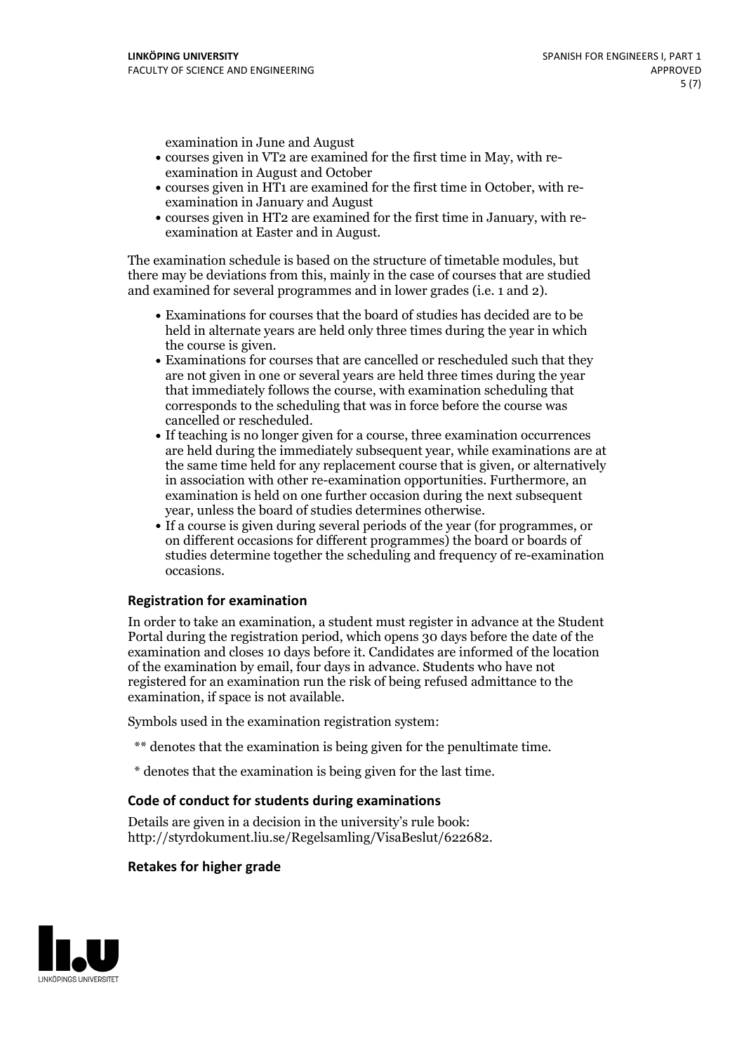examination in June and August

- courses given in VT2 are examined for the first time in May, with re-examination in August and October
- courses given in HT1 are examined for the first time in October, with re-examination in January and August
- courses given in HT2 are examined for the first time in January, with re-examination at Easter and in August.

The examination schedule is based on the structure of timetable modules, but there may be deviations from this, mainly in the case of courses that are studied and examined for several programmes and in lower grades (i.e. 1 and 2).

- Examinations for courses that the board of studies has decided are to be held in alternate years are held only three times during the year in which the course is given.
- Examinations for courses that are cancelled or rescheduled such that they are not given in one or several years are held three times during the year that immediately follows the course, with examination scheduling that corresponds to the scheduling that was in force before the course was cancelled or rescheduled.
- If teaching is no longer given for a course, three examination occurrences are held during the immediately subsequent year, while examinations are at the same time held for any replacement course that is given, or alternatively in association with other re-examination opportunities. Furthermore, an examination is held on one further occasion during the next subsequent year, unless the board of studies determines otherwise.
- If a course is given during several periods of the year (for programmes, or on different occasions for different programmes) the board or boards of studies determine together the scheduling and frequency of re-examination occasions.

## Registration for examination

In order to take an examination, a student must register in advance at the Student Portal during the registration period, which opens 30 days before the date of the examination and closes 10 days before it. Candidates are informed of the location of the examination by email, four days in advance. Students who have not registered for an examination run the risk of being refused admittance to the examination, if space is not available.

Symbols used in the examination registration system:

** denotes that the examination is being given for the penultimate time.

* denotes that the examination is being given for the last time.

## Code of conduct for students during examinations

Details are given in a decision in the university's rule book: http://styrdokument.liu.se/Regelsamling/VisaBeslut/622682.

## Retakes for higher grade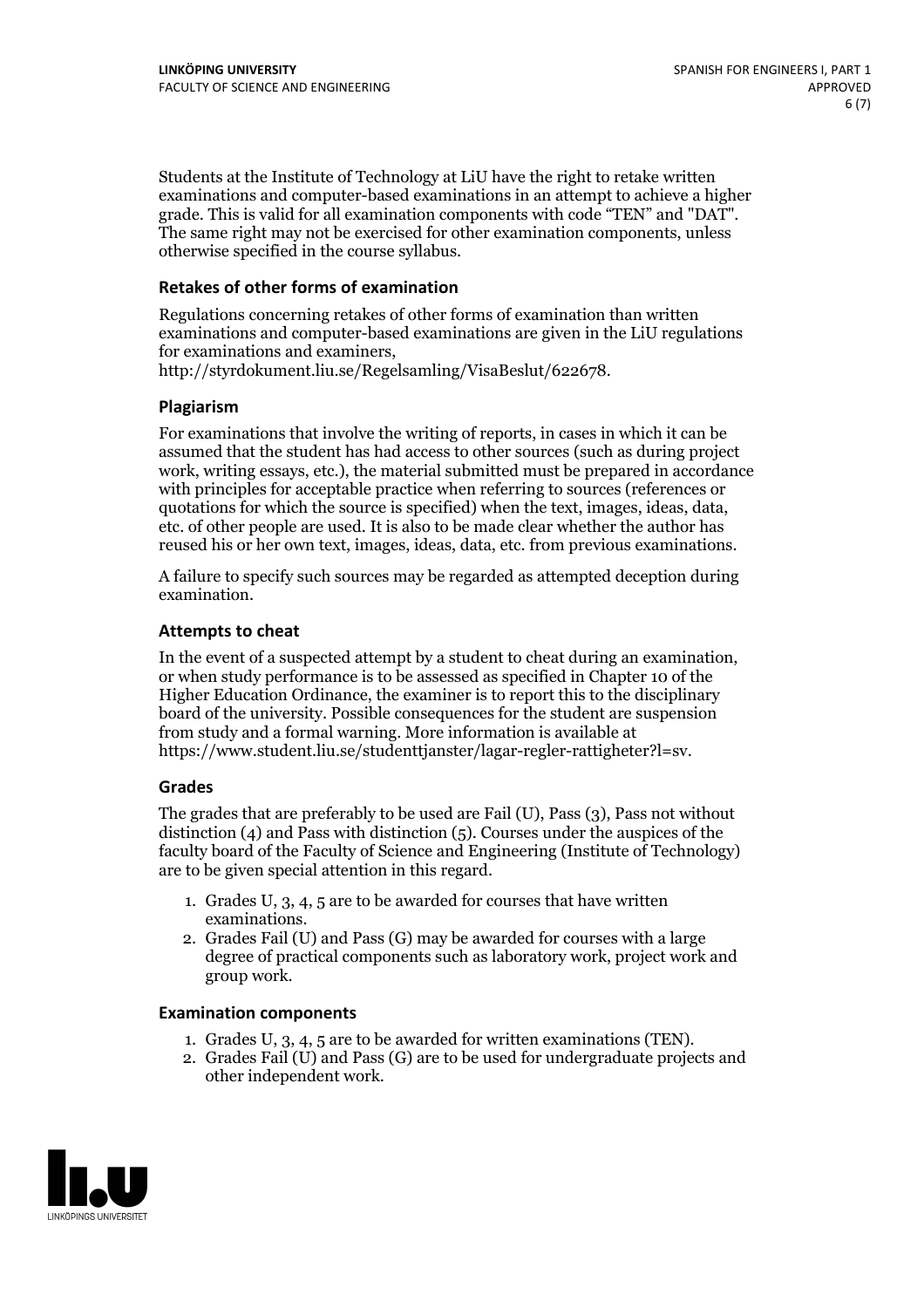Students at the Institute of Technology at LiU have the right to retake written examinations and computer-based examinations in an attempt to achieve a higher grade. This is valid for all examination components with code "TEN" and "DAT". The same right may not be exercised for other examination components, unless otherwise specified in the course syllabus.

### Retakes of other forms of examination

Regulations concerning retakes of other forms of examination than written examinations and computer-based examinations are given in the LiU regulations for examinations and examiners, http://styrdokument.liu.se/Regelsamling/VisaBeslut/622678.

### Plagiarism

For examinations that involve the writing of reports, in cases in which it can be assumed that the student has had access to other sources (such as during project work, writing essays, etc.), the material submitted must be prepared in accordance with principles for acceptable practice when referring to sources (references or quotations for which the source is specified) when the text, images, ideas, data, etc. of other people are used. It is also to be made clear whether the author has reused his or her own text, images, ideas, data, etc. from previous examinations.

A failure to specify such sources may be regarded as attempted deception during examination.

### Attempts to cheat

In the event of a suspected attempt by a student to cheat during an examination, or when study performance is to be assessed as specified in Chapter 10 of the Higher Education Ordinance, the examiner is to report this to the disciplinary board of the university. Possible consequences for the student are suspension from study and a formal warning. More information is available at https://www.student.liu.se/studenttjanster/lagar-regler-rattigheter?l=sv.

### Grades

The grades that are preferably to be used are Fail (U), Pass (3), Pass not without distinction (4) and Pass with distinction (5). Courses under the auspices of the faculty board of the Faculty of Science and Engineering (Institute of Technology) are to be given special attention in this regard.

1. Grades U, 3, 4, 5 are to be awarded for courses that have written examinations.
2. Grades Fail (U) and Pass (G) may be awarded for courses with a large degree of practical components such as laboratory work, project work and group work.

### Examination components

1. Grades U, 3, 4, 5 are to be awarded for written examinations (TEN).
2. Grades Fail (U) and Pass (G) are to be used for undergraduate projects and other independent work.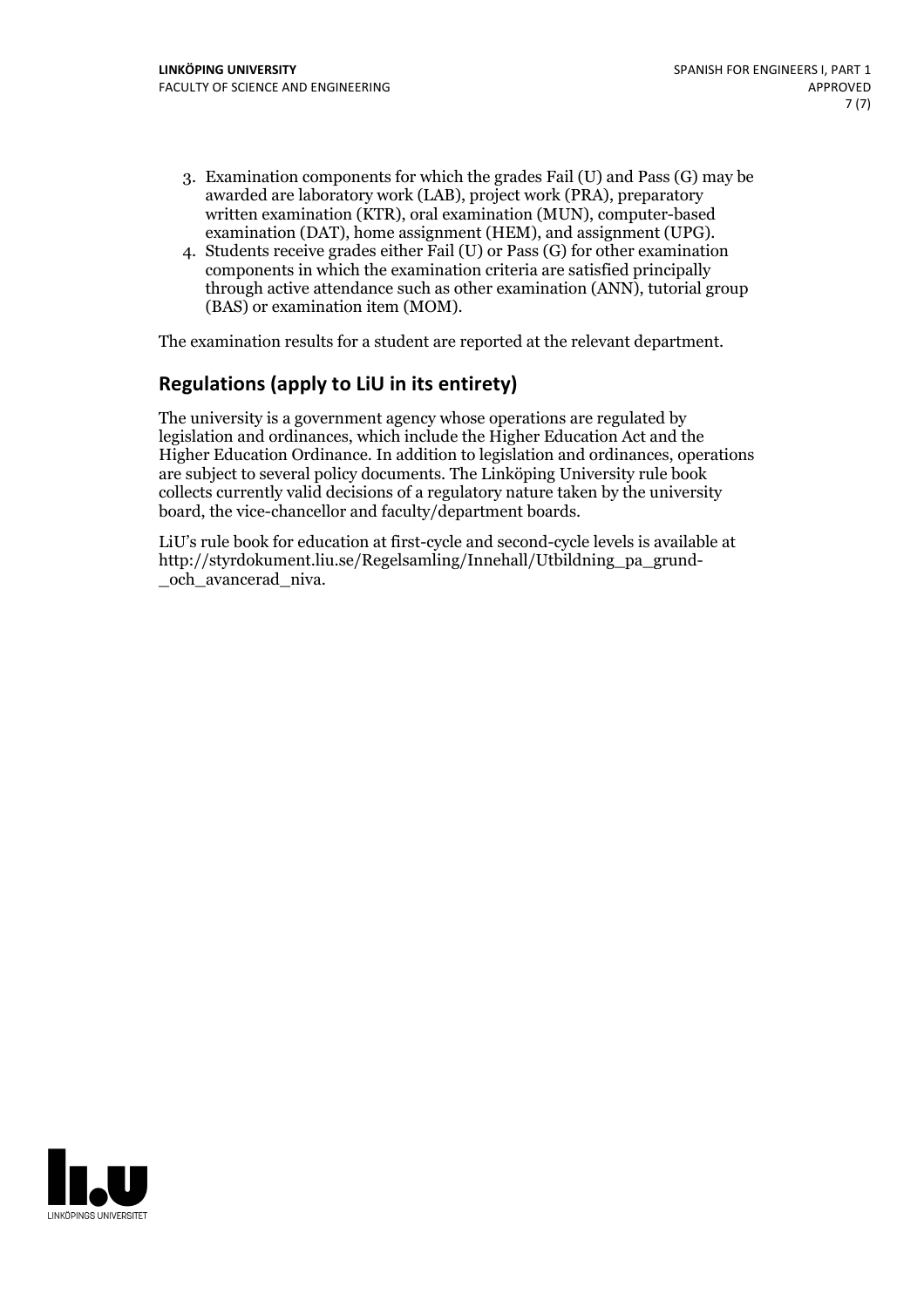3. Examination components for which the grades Fail (U) and Pass (G) may be awarded are laboratory work (LAB), project work (PRA), preparatory written examination (KTR), oral examination (MUN), computer-based examination (DAT), home assignment (HEM), and assignment (UPG).
4. Students receive grades either Fail (U) or Pass (G) for other examination components in which the examination criteria are satisfied principally through active attendance such as other examination (ANN), tutorial group (BAS) or examination item (MOM).

The examination results for a student are reported at the relevant department.

## Regulations (apply to LiU in its entirety)

The university is a government agency whose operations are regulated by legislation and ordinances, which include the Higher Education Act and the Higher Education Ordinance. In addition to legislation and ordinances, operations are subject to several policy documents. The Linköping University rule book collects currently valid decisions of a regulatory nature taken by the university board, the vice-chancellor and faculty/department boards.

LiU's rule book for education at first-cycle and second-cycle levels is available at http://styrdokument.liu.se/Regelsamling/Innehall/Utbildning_pa_grund-_och_avancerad_niva.